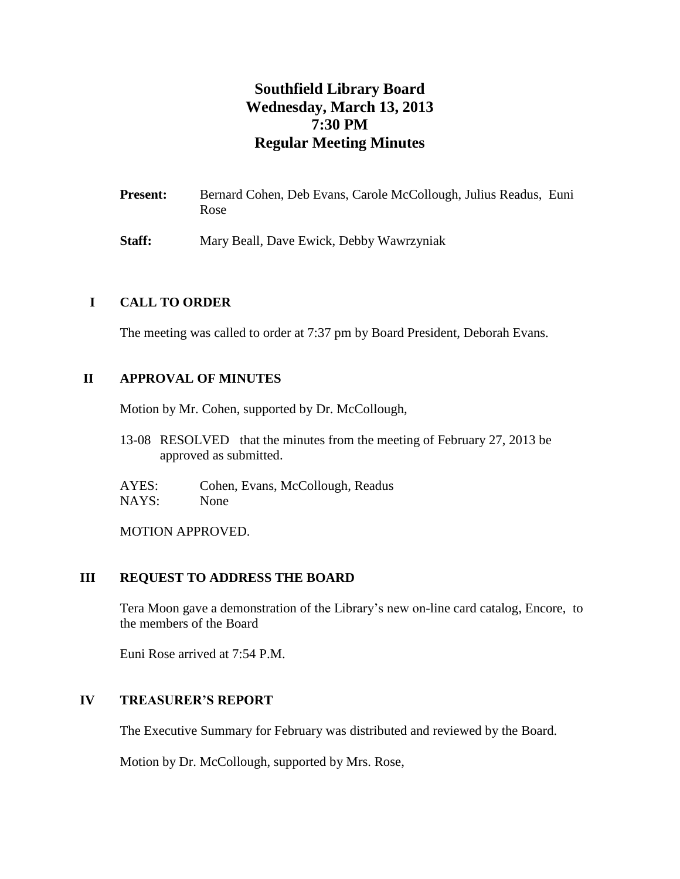# Southfield Library Board
# Wednesday, March 13, 2013
# 7:30 PM
# Regular Meeting Minutes

**Present:** Bernard Cohen, Deb Evans, Carole McCollough, Julius Readus, Euni Rose

**Staff:** Mary Beall, Dave Ewick, Debby Wawrzyniak

## I CALL TO ORDER

The meeting was called to order at 7:37 pm by Board President, Deborah Evans.

## II APPROVAL OF MINUTES

Motion by Mr. Cohen, supported by Dr. McCollough,

13-08 RESOLVED that the minutes from the meeting of February 27, 2013 be approved as submitted.

AYES: Cohen, Evans, McCollough, Readus
NAYS: None

MOTION APPROVED.

## III REQUEST TO ADDRESS THE BOARD

Tera Moon gave a demonstration of the Library's new on-line card catalog, Encore, to the members of the Board

Euni Rose arrived at 7:54 P.M.

## IV TREASURER'S REPORT

The Executive Summary for February was distributed and reviewed by the Board.

Motion by Dr. McCollough, supported by Mrs. Rose,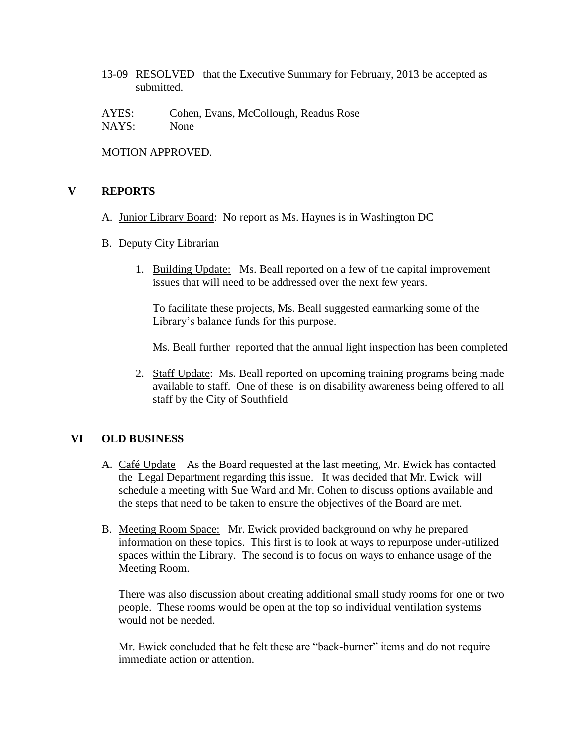13-09 RESOLVED that the Executive Summary for February, 2013 be accepted as submitted.

AYES: Cohen, Evans, McCollough, Readus Rose
NAYS: None

MOTION APPROVED.

## V REPORTS

A. Junior Library Board: No report as Ms. Haynes is in Washington DC

B. Deputy City Librarian

1. Building Update: Ms. Beall reported on a few of the capital improvement issues that will need to be addressed over the next few years.

   To facilitate these projects, Ms. Beall suggested earmarking some of the Library's balance funds for this purpose.

   Ms. Beall further reported that the annual light inspection has been completed

2. Staff Update: Ms. Beall reported on upcoming training programs being made available to staff. One of these is on disability awareness being offered to all staff by the City of Southfield

## VI OLD BUSINESS

A. Café Update As the Board requested at the last meeting, Mr. Ewick has contacted the Legal Department regarding this issue. It was decided that Mr. Ewick will schedule a meeting with Sue Ward and Mr. Cohen to discuss options available and the steps that need to be taken to ensure the objectives of the Board are met.

B. Meeting Room Space: Mr. Ewick provided background on why he prepared information on these topics. This first is to look at ways to repurpose under-utilized spaces within the Library. The second is to focus on ways to enhance usage of the Meeting Room.

   There was also discussion about creating additional small study rooms for one or two people. These rooms would be open at the top so individual ventilation systems would not be needed.

   Mr. Ewick concluded that he felt these are "back-burner" items and do not require immediate action or attention.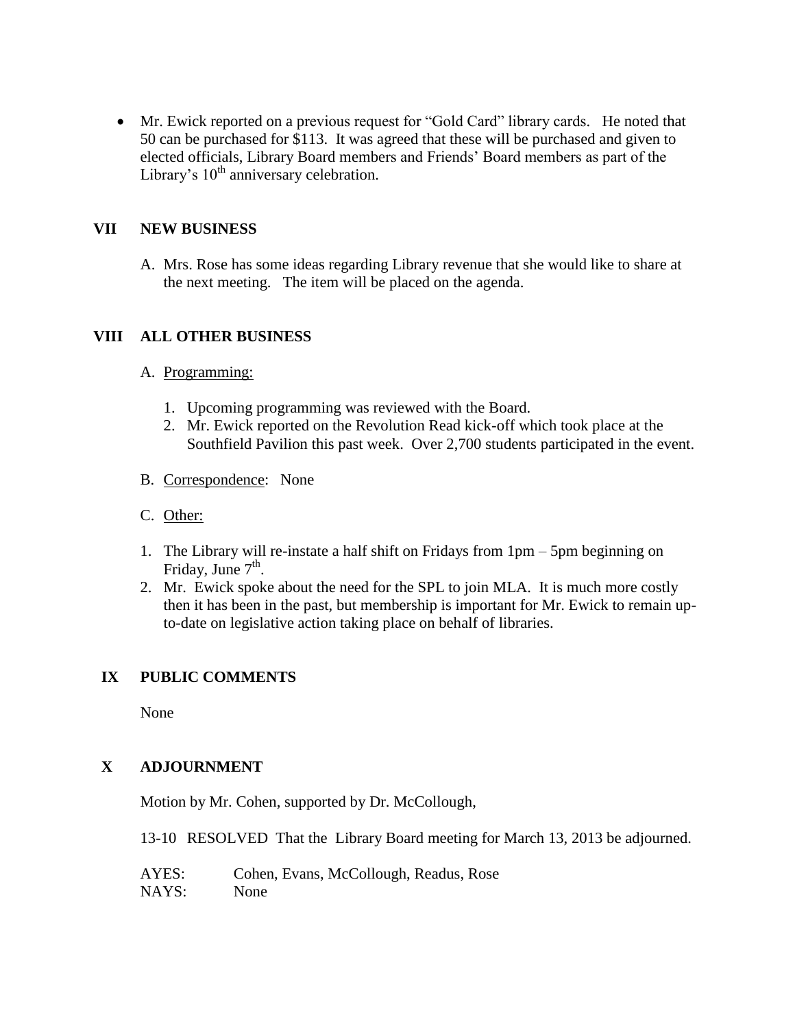- Mr. Ewick reported on a previous request for "Gold Card" library cards. He noted that 50 can be purchased for $113. It was agreed that these will be purchased and given to elected officials, Library Board members and Friends' Board members as part of the Library's 10th anniversary celebration.

## VII NEW BUSINESS

A. Mrs. Rose has some ideas regarding Library revenue that she would like to share at the next meeting. The item will be placed on the agenda.

## VIII ALL OTHER BUSINESS

A. Programming:

1. Upcoming programming was reviewed with the Board.
2. Mr. Ewick reported on the Revolution Read kick-off which took place at the Southfield Pavilion this past week. Over 2,700 students participated in the event.

B. Correspondence: None

C. Other:

1. The Library will re-instate a half shift on Fridays from 1pm – 5pm beginning on Friday, June 7th.
2. Mr. Ewick spoke about the need for the SPL to join MLA. It is much more costly then it has been in the past, but membership is important for Mr. Ewick to remain up-to-date on legislative action taking place on behalf of libraries.

## IX PUBLIC COMMENTS

None

## X ADJOURNMENT

Motion by Mr. Cohen, supported by Dr. McCollough,

13-10 RESOLVED That the Library Board meeting for March 13, 2013 be adjourned.

AYES: Cohen, Evans, McCollough, Readus, Rose
NAYS: None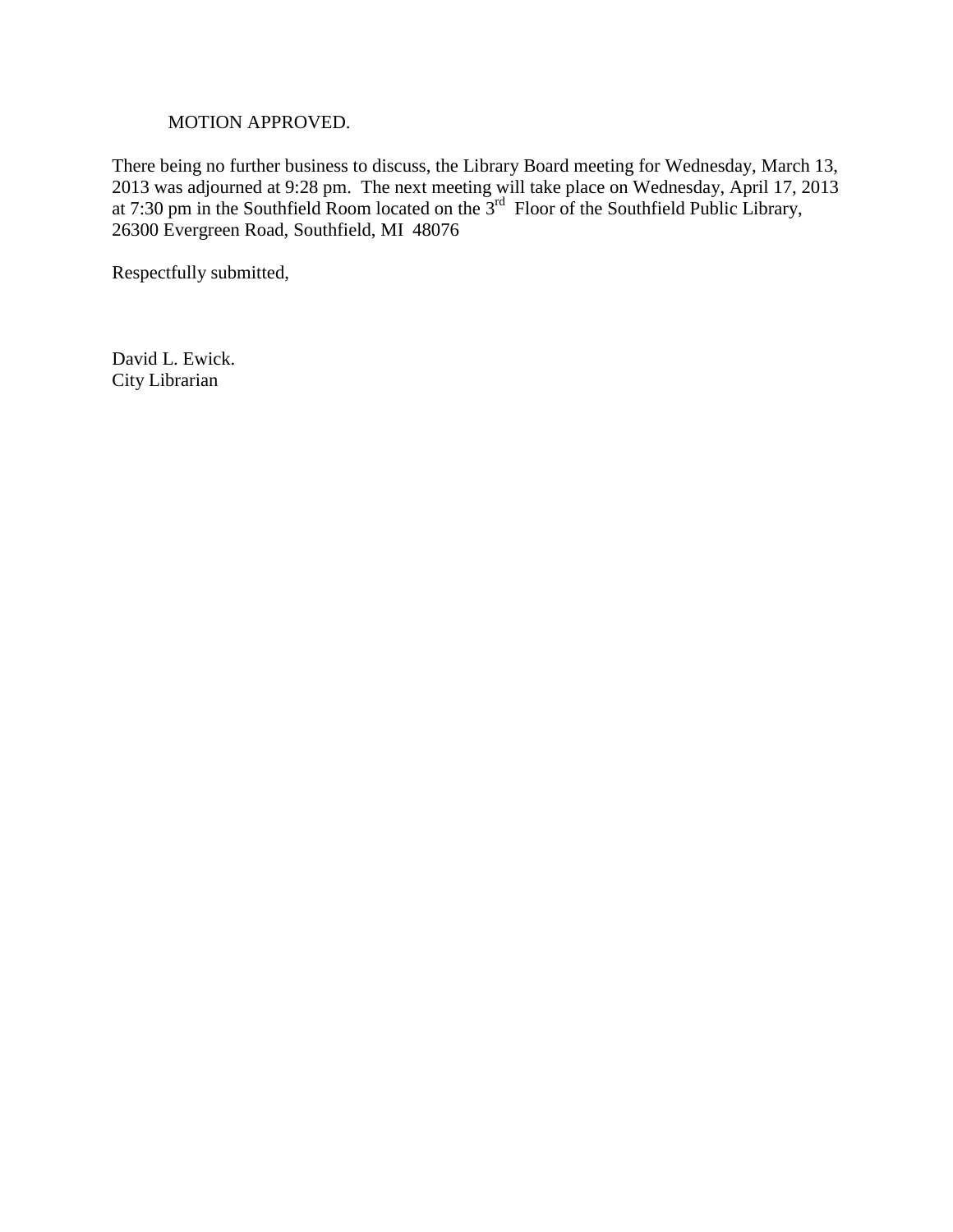MOTION APPROVED.

There being no further business to discuss, the Library Board meeting for Wednesday, March 13, 2013 was adjourned at 9:28 pm. The next meeting will take place on Wednesday, April 17, 2013 at 7:30 pm in the Southfield Room located on the 3rd Floor of the Southfield Public Library, 26300 Evergreen Road, Southfield, MI 48076

Respectfully submitted,

David L. Ewick.
City Librarian